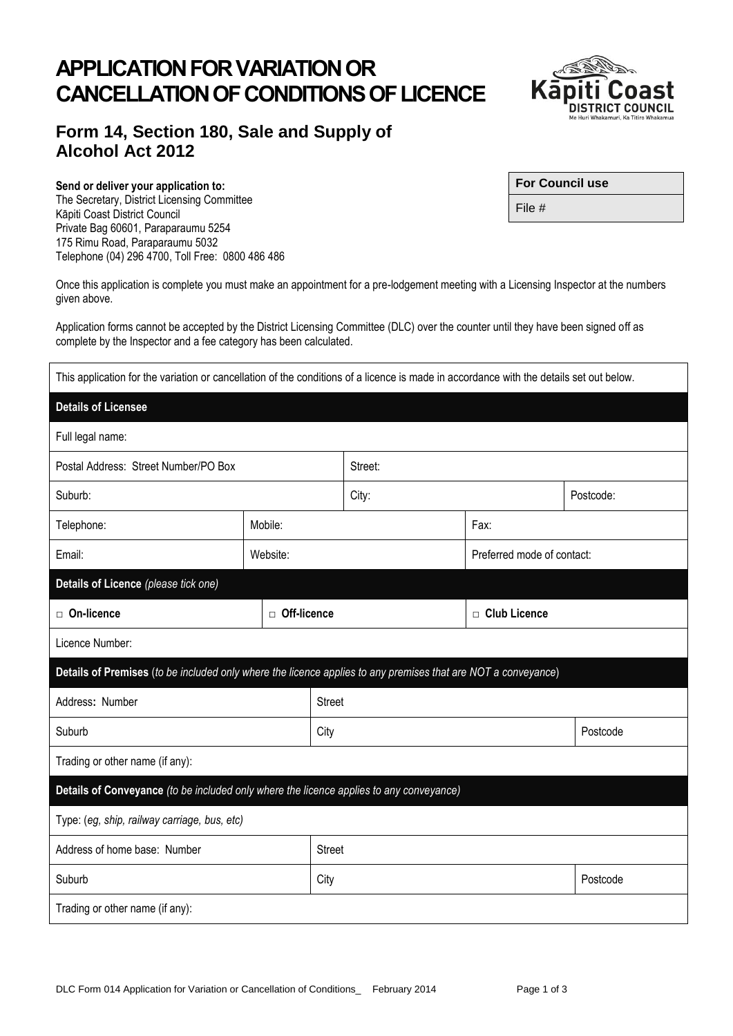# APPLICATION FOR VARIATION OR CANCELLATION OF CONDITIONS OF LICENCE

## Form 14, Section 180, Sale and Supply of Alcohol Act 2012

**Send or deliver your application to:**
The Secretary, District Licensing Committee
Kāpiti Coast District Council
Private Bag 60601, Paraparaumu 5254
175 Rimu Road, Paraparaumu 5032
Telephone (04) 296 4700, Toll Free: 0800 486 486

| For Council use |
|---|
| File # |

Once this application is complete you must make an appointment for a pre-lodgement meeting with a Licensing Inspector at the numbers given above.

Application forms cannot be accepted by the District Licensing Committee (DLC) over the counter until they have been signed off as complete by the Inspector and a fee category has been calculated.

| This application for the variation or cancellation of the conditions of a licence is made in accordance with the details set out below. | | | |
|---|---|---|---|
| **Details of Licensee** | | | |
| Full legal name: | | | |
| Postal Address: Street Number/PO Box | | Street: | |
| Suburb: | | City: | Postcode: |
| Telephone: | Mobile: | | Fax: |
| Email: | Website: | | Preferred mode of contact: |
| **Details of Licence** *(please tick one)* | | | |
| □ **On-licence** | □ **Off-licence** | | □ **Club Licence** |
| Licence Number: | | | |
| **Details of Premises** (*to be included only where the licence applies to any premises that are NOT a conveyance*) | | | |
| Address: Number | | Street | |
| Suburb | | City | Postcode |
| Trading or other name (if any): | | | |
| **Details of Conveyance** *(to be included only where the licence applies to any conveyance)* | | | |
| Type: (*eg, ship, railway carriage, bus, etc*) | | | |
| Address of home base: Number | | Street | |
| Suburb | | City | Postcode |
| Trading or other name (if any): | | | |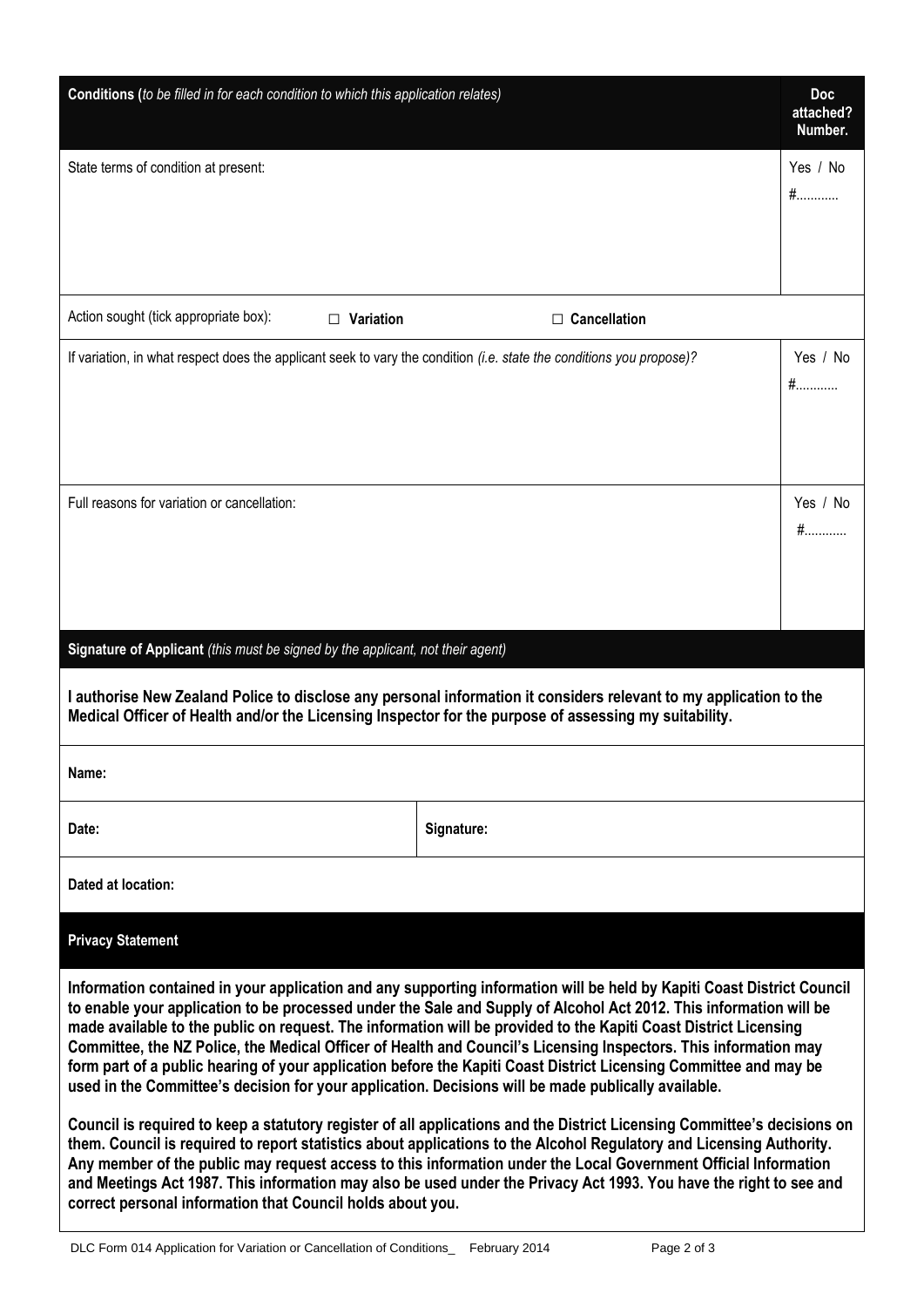| **Conditions** (*to be filled in for each condition to which this application relates*) | **Doc attached? Number.** |
|---|---|
| State terms of condition at present: | Yes / No<br>#........... |
| Action sought (tick appropriate box): ☐ **Variation** ☐ **Cancellation** | |
| If variation, in what respect does the applicant seek to vary the condition (*i.e. state the conditions you propose)?* | Yes / No<br>#........... |
| Full reasons for variation or cancellation: | Yes / No<br>#........... |

| **Signature of Applicant** (*this must be signed by the applicant, not their agent*) | |
|---|---|
| **I authorise New Zealand Police to disclose any personal information it considers relevant to my application to the Medical Officer of Health and/or the Licensing Inspector for the purpose of assessing my suitability.** | |
| **Name:** | |
| **Date:** | **Signature:** |
| **Dated at location:** | |

## Privacy Statement

**Information contained in your application and any supporting information will be held by Kapiti Coast District Council to enable your application to be processed under the Sale and Supply of Alcohol Act 2012. This information will be made available to the public on request. The information will be provided to the Kapiti Coast District Licensing Committee, the NZ Police, the Medical Officer of Health and Council's Licensing Inspectors. This information may form part of a public hearing of your application before the Kapiti Coast District Licensing Committee and may be used in the Committee's decision for your application. Decisions will be made publically available.**

**Council is required to keep a statutory register of all applications and the District Licensing Committee's decisions on them. Council is required to report statistics about applications to the Alcohol Regulatory and Licensing Authority. Any member of the public may request access to this information under the Local Government Official Information and Meetings Act 1987. This information may also be used under the Privacy Act 1993. You have the right to see and correct personal information that Council holds about you.**

DLC Form 014 Application for Variation or Cancellation of Conditions_ February 2014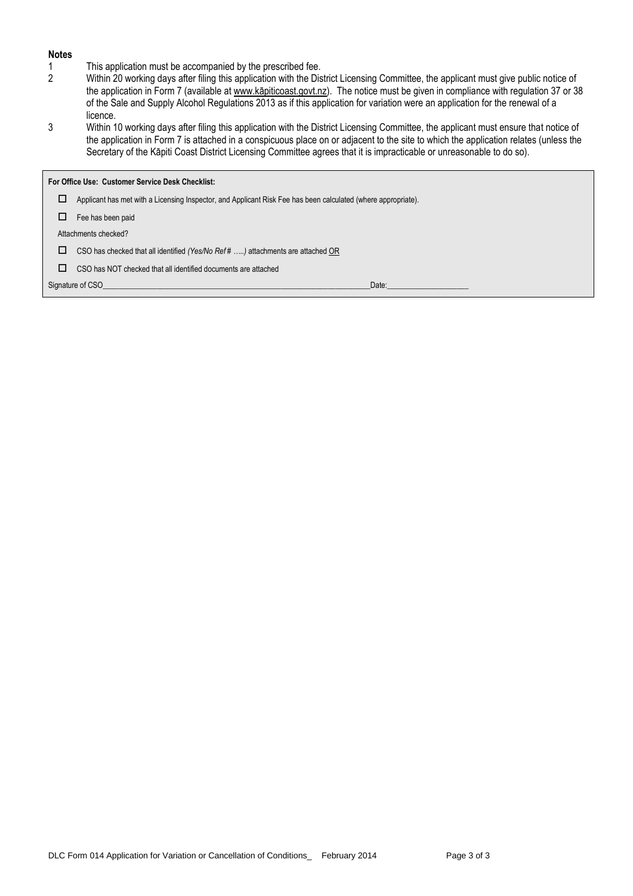**Notes**

1. This application must be accompanied by the prescribed fee.
2. Within 20 working days after filing this application with the District Licensing Committee, the applicant must give public notice of the application in Form 7 (available at www.kāpiticoast.govt.nz). The notice must be given in compliance with regulation 37 or 38 of the Sale and Supply Alcohol Regulations 2013 as if this application for variation were an application for the renewal of a licence.
3. Within 10 working days after filing this application with the District Licensing Committee, the applicant must ensure that notice of the application in Form 7 is attached in a conspicuous place on or adjacent to the site to which the application relates (unless the Secretary of the Kāpiti Coast District Licensing Committee agrees that it is impracticable or unreasonable to do so).

**For Office Use: Customer Service Desk Checklist:**

☐ Applicant has met with a Licensing Inspector, and Applicant Risk Fee has been calculated (where appropriate).

☐ Fee has been paid

Attachments checked?

☐ CSO has checked that all identified *(Yes/No Ref # …..)* attachments are attached OR

☐ CSO has NOT checked that all identified documents are attached

Signature of CSO________________________________________________________________ Date:____________________

DLC Form 014 Application for Variation or Cancellation of Conditions_ February 2014